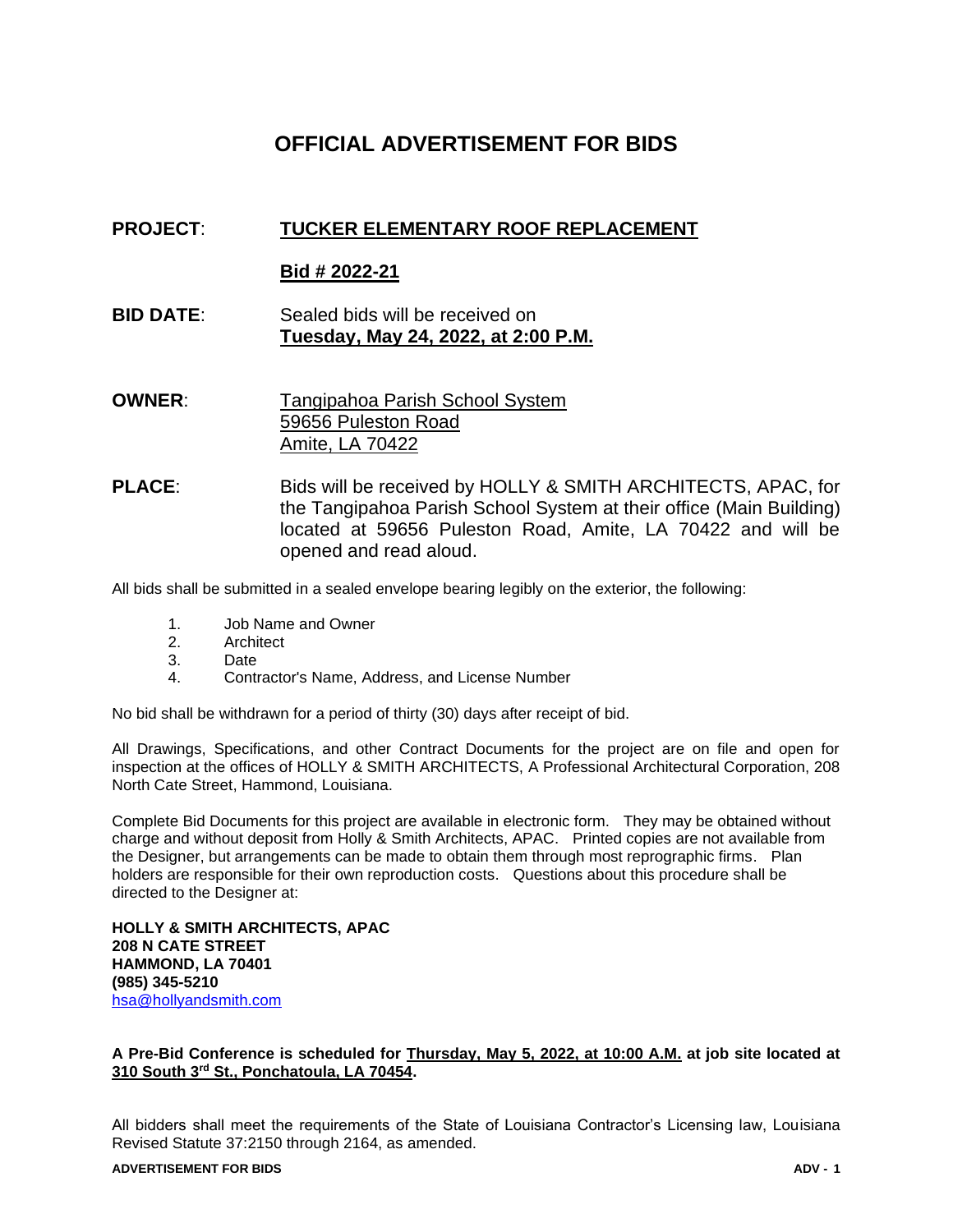# OFFICIAL ADVERTISEMENT FOR BIDS

**PROJECT**: **TUCKER ELEMENTARY ROOF REPLACEMENT**

**Bid # 2022-21**

**BID DATE**: Sealed bids will be received on **Tuesday, May 24, 2022, at 2:00 P.M.**

**OWNER**: Tangipahoa Parish School System
59656 Puleston Road
Amite, LA 70422

**PLACE**: Bids will be received by HOLLY & SMITH ARCHITECTS, APAC, for the Tangipahoa Parish School System at their office (Main Building) located at 59656 Puleston Road, Amite, LA 70422 and will be opened and read aloud.

All bids shall be submitted in a sealed envelope bearing legibly on the exterior, the following:

1. Job Name and Owner
2. Architect
3. Date
4. Contractor's Name, Address, and License Number

No bid shall be withdrawn for a period of thirty (30) days after receipt of bid.

All Drawings, Specifications, and other Contract Documents for the project are on file and open for inspection at the offices of HOLLY & SMITH ARCHITECTS, A Professional Architectural Corporation, 208 North Cate Street, Hammond, Louisiana.

Complete Bid Documents for this project are available in electronic form. They may be obtained without charge and without deposit from Holly & Smith Architects, APAC. Printed copies are not available from the Designer, but arrangements can be made to obtain them through most reprographic firms. Plan holders are responsible for their own reproduction costs. Questions about this procedure shall be directed to the Designer at:

**HOLLY & SMITH ARCHITECTS, APAC**
**208 N CATE STREET**
**HAMMOND, LA 70401**
**(985) 345-5210**
hsa@hollyandsmith.com

**A Pre-Bid Conference is scheduled for Thursday, May 5, 2022, at 10:00 A.M. at job site located at 310 South 3rd St., Ponchatoula, LA 70454.**

All bidders shall meet the requirements of the State of Louisiana Contractor's Licensing law, Louisiana Revised Statute 37:2150 through 2164, as amended.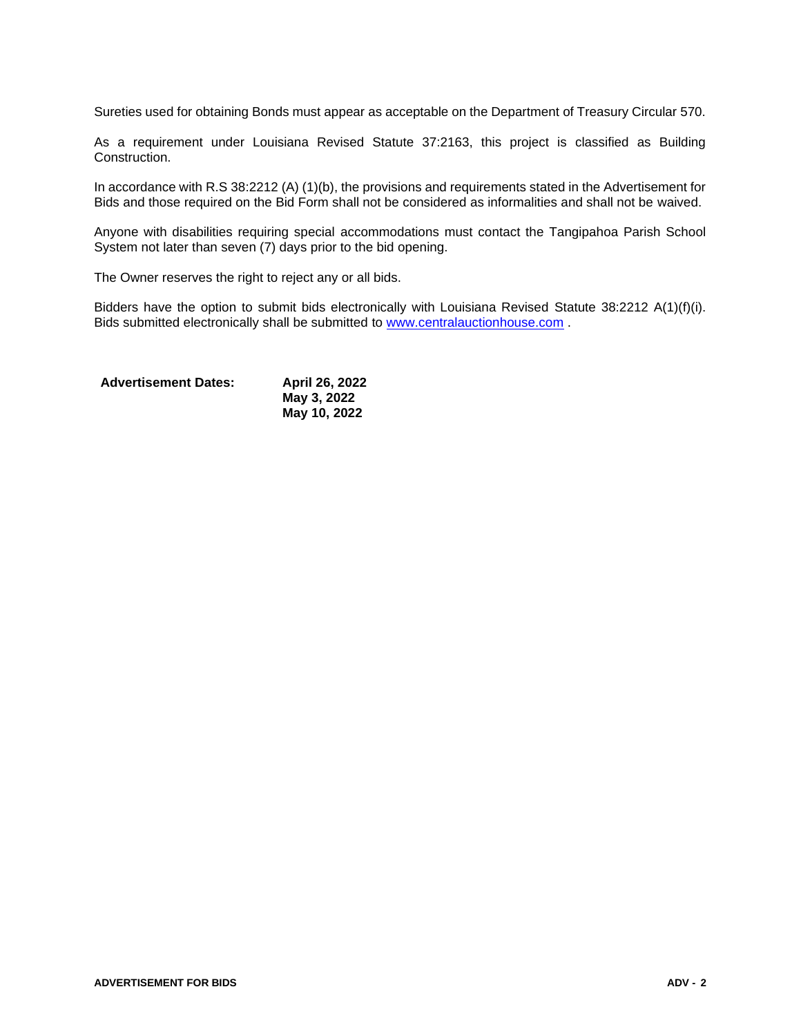Sureties used for obtaining Bonds must appear as acceptable on the Department of Treasury Circular 570.

As a requirement under Louisiana Revised Statute 37:2163, this project is classified as Building Construction.

In accordance with R.S 38:2212 (A) (1)(b), the provisions and requirements stated in the Advertisement for Bids and those required on the Bid Form shall not be considered as informalities and shall not be waived.

Anyone with disabilities requiring special accommodations must contact the Tangipahoa Parish School System not later than seven (7) days prior to the bid opening.

The Owner reserves the right to reject any or all bids.

Bidders have the option to submit bids electronically with Louisiana Revised Statute 38:2212 A(1)(f)(i). Bids submitted electronically shall be submitted to www.centralauctionhouse.com .

**Advertisement Dates:** **April 26, 2022**
**May 3, 2022**
**May 10, 2022**